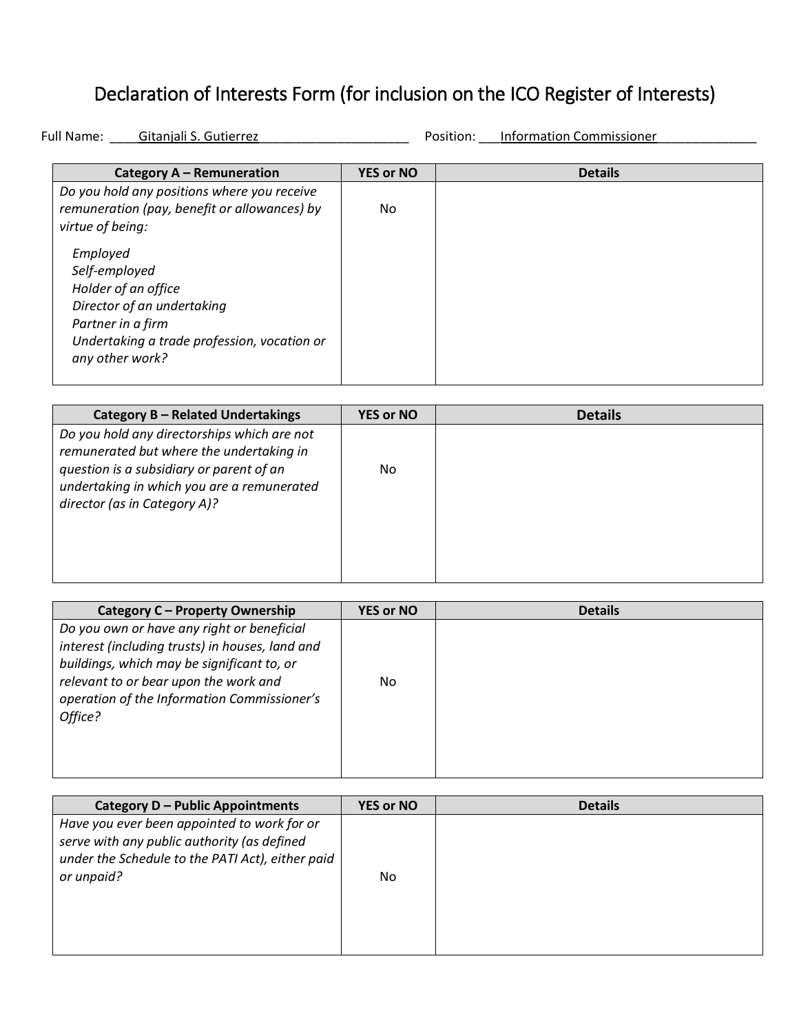# Declaration of Interests Form (for inclusion on the ICO Register of Interests)

Full Name: Gitanjali S. Gutierrez    Position: Information Commissioner

| Category A – Remuneration | YES or NO | Details |
|---|---|---|
| *Do you hold any positions where you receive remuneration (pay, benefit or allowances) by virtue of being:*<br>*Employed*<br>*Self-employed*<br>*Holder of an office*<br>*Director of an undertaking*<br>*Partner in a firm*<br>*Undertaking a trade profession, vocation or any other work?* | No | |

| Category B – Related Undertakings | YES or NO | Details |
|---|---|---|
| *Do you hold any directorships which are not remunerated but where the undertaking in question is a subsidiary or parent of an undertaking in which you are a remunerated director (as in Category A)?* | No | |

| Category C – Property Ownership | YES or NO | Details |
|---|---|---|
| *Do you own or have any right or beneficial interest (including trusts) in houses, land and buildings, which may be significant to, or relevant to or bear upon the work and operation of the Information Commissioner's Office?* | No | |

| Category D – Public Appointments | YES or NO | Details |
|---|---|---|
| *Have you ever been appointed to work for or serve with any public authority (as defined under the Schedule to the PATI Act), either paid or unpaid?* | No | |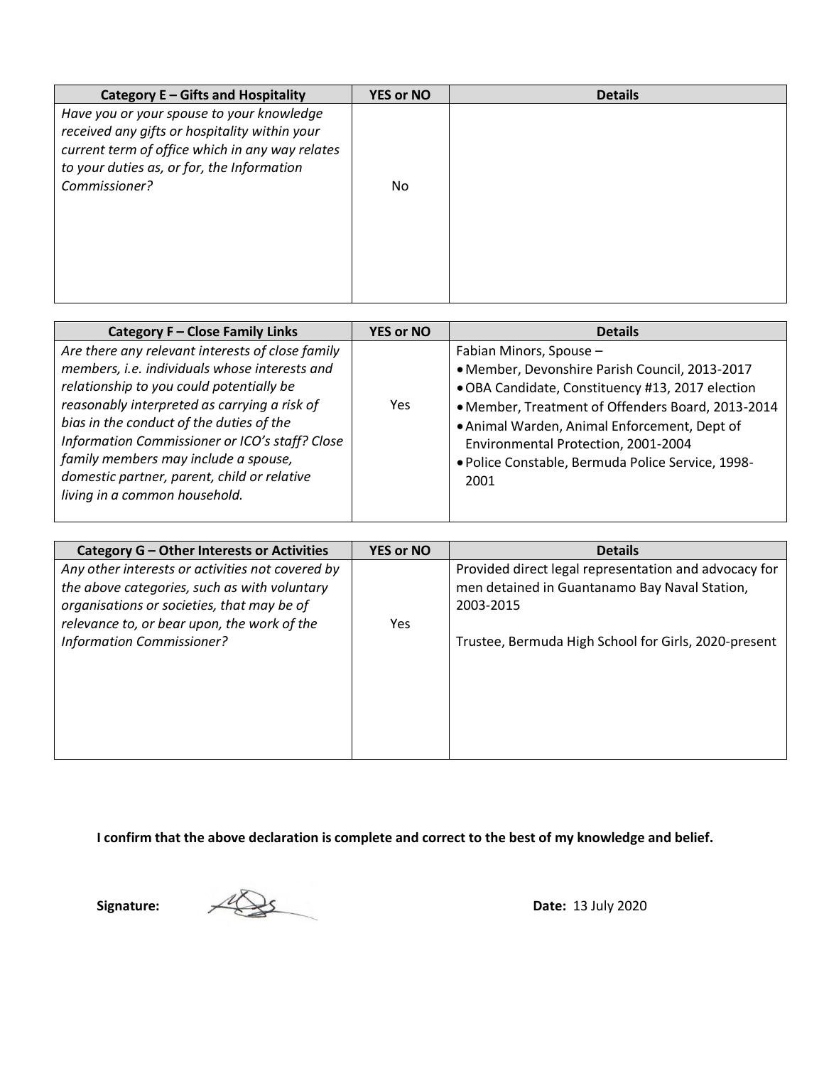| Category E – Gifts and Hospitality | YES or NO | Details |
|---|---|---|
| *Have you or your spouse to your knowledge received any gifts or hospitality within your current term of office which in any way relates to your duties as, or for, the Information Commissioner?* | No | |

| Category F – Close Family Links | YES or NO | Details |
|---|---|---|
| *Are there any relevant interests of close family members, i.e. individuals whose interests and relationship to you could potentially be reasonably interpreted as carrying a risk of bias in the conduct of the duties of the Information Commissioner or ICO's staff? Close family members may include a spouse, domestic partner, parent, child or relative living in a common household.* | Yes | Fabian Minors, Spouse – <br>• Member, Devonshire Parish Council, 2013-2017 <br>• OBA Candidate, Constituency #13, 2017 election <br>• Member, Treatment of Offenders Board, 2013-2014 <br>• Animal Warden, Animal Enforcement, Dept of Environmental Protection, 2001-2004 <br>• Police Constable, Bermuda Police Service, 1998-2001 |

| Category G – Other Interests or Activities | YES or NO | Details |
|---|---|---|
| *Any other interests or activities not covered by the above categories, such as with voluntary organisations or societies, that may be of relevance to, or bear upon, the work of the Information Commissioner?* | Yes | Provided direct legal representation and advocacy for men detained in Guantanamo Bay Naval Station, 2003-2015 <br><br>Trustee, Bermuda High School for Girls, 2020-present |

**I confirm that the above declaration is complete and correct to the best of my knowledge and belief.**

**Signature:** [signature]

**Date:** 13 July 2020